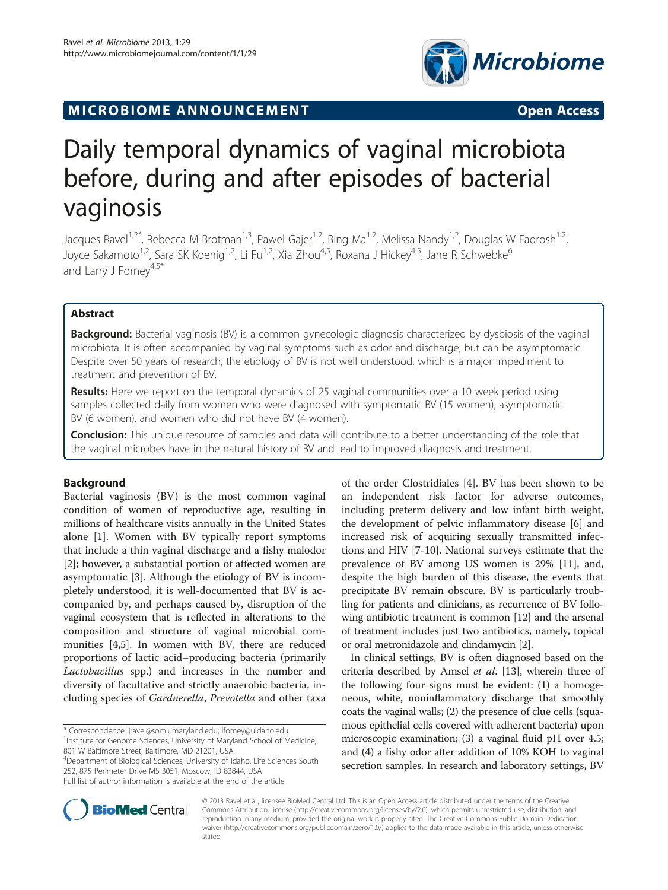MICROBIOME ANNOUNCEMENT

Open Access

# Daily temporal dynamics of vaginal microbiota before, during and after episodes of bacterial vaginosis

Jacques Ravel[1,2*], Rebecca M Brotman[1,3], Pawel Gajer[1,2], Bing Ma[1,2], Melissa Nandy[1,2], Douglas W Fadrosh[1,2], Joyce Sakamoto[1,2], Sara SK Koenig[1,2], Li Fu[1,2], Xia Zhou[4,5], Roxana J Hickey[4,5], Jane R Schwebke[6] and Larry J Forney[4,5*]

## Abstract

**Background:** Bacterial vaginosis (BV) is a common gynecologic diagnosis characterized by dysbiosis of the vaginal microbiota. It is often accompanied by vaginal symptoms such as odor and discharge, but can be asymptomatic. Despite over 50 years of research, the etiology of BV is not well understood, which is a major impediment to treatment and prevention of BV.

**Results:** Here we report on the temporal dynamics of 25 vaginal communities over a 10 week period using samples collected daily from women who were diagnosed with symptomatic BV (15 women), asymptomatic BV (6 women), and women who did not have BV (4 women).

**Conclusion:** This unique resource of samples and data will contribute to a better understanding of the role that the vaginal microbes have in the natural history of BV and lead to improved diagnosis and treatment.

## Background

Bacterial vaginosis (BV) is the most common vaginal condition of women of reproductive age, resulting in millions of healthcare visits annually in the United States alone [1]. Women with BV typically report symptoms that include a thin vaginal discharge and a fishy malodor [2]; however, a substantial portion of affected women are asymptomatic [3]. Although the etiology of BV is incompletely understood, it is well-documented that BV is accompanied by, and perhaps caused by, disruption of the vaginal ecosystem that is reflected in alterations to the composition and structure of vaginal microbial communities [4,5]. In women with BV, there are reduced proportions of lactic acid–producing bacteria (primarily *Lactobacillus* spp.) and increases in the number and diversity of facultative and strictly anaerobic bacteria, including species of *Gardnerella*, *Prevotella* and other taxa of the order Clostridiales [4]. BV has been shown to be an independent risk factor for adverse outcomes, including preterm delivery and low infant birth weight, the development of pelvic inflammatory disease [6] and increased risk of acquiring sexually transmitted infections and HIV [7-10]. National surveys estimate that the prevalence of BV among US women is 29% [11], and, despite the high burden of this disease, the events that precipitate BV remain obscure. BV is particularly troubling for patients and clinicians, as recurrence of BV following antibiotic treatment is common [12] and the arsenal of treatment includes just two antibiotics, namely, topical or oral metronidazole and clindamycin [2].

In clinical settings, BV is often diagnosed based on the criteria described by Amsel *et al.* [13], wherein three of the following four signs must be evident: (1) a homogeneous, white, noninflammatory discharge that smoothly coats the vaginal walls; (2) the presence of clue cells (squamous epithelial cells covered with adherent bacteria) upon microscopic examination; (3) a vaginal fluid pH over 4.5; and (4) a fishy odor after addition of 10% KOH to vaginal secretion samples. In research and laboratory settings, BV

\* Correspondence: jravel@som.umaryland.edu; lforney@uidaho.edu
[1]Institute for Genome Sciences, University of Maryland School of Medicine, 801 W Baltimore Street, Baltimore, MD 21201, USA
[4]Department of Biological Sciences, University of Idaho, Life Sciences South 252, 875 Perimeter Drive MS 3051, Moscow, ID 83844, USA
Full list of author information is available at the end of the article

© 2013 Ravel et al.; licensee BioMed Central Ltd. This is an Open Access article distributed under the terms of the Creative Commons Attribution License (http://creativecommons.org/licenses/by/2.0), which permits unrestricted use, distribution, and reproduction in any medium, provided the original work is properly cited. The Creative Commons Public Domain Dedication waiver (http://creativecommons.org/publicdomain/zero/1.0/) applies to the data made available in this article, unless otherwise stated.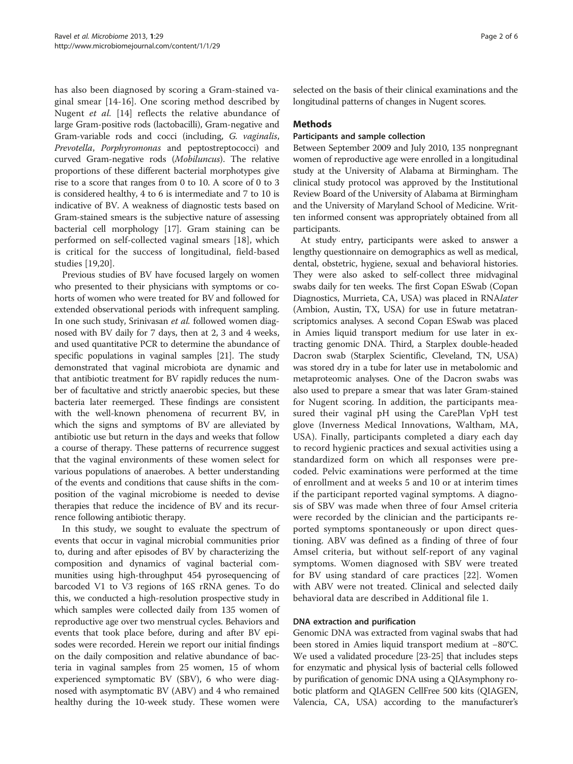has also been diagnosed by scoring a Gram-stained vaginal smear [14-16]. One scoring method described by Nugent *et al.* [14] reflects the relative abundance of large Gram-positive rods (lactobacilli), Gram-negative and Gram-variable rods and cocci (including, *G. vaginalis*, *Prevotella*, *Porphyromonas* and peptostreptococci) and curved Gram-negative rods (*Mobiluncus*). The relative proportions of these different bacterial morphotypes give rise to a score that ranges from 0 to 10. A score of 0 to 3 is considered healthy, 4 to 6 is intermediate and 7 to 10 is indicative of BV. A weakness of diagnostic tests based on Gram-stained smears is the subjective nature of assessing bacterial cell morphology [17]. Gram staining can be performed on self-collected vaginal smears [18], which is critical for the success of longitudinal, field-based studies [19,20].

Previous studies of BV have focused largely on women who presented to their physicians with symptoms or cohorts of women who were treated for BV and followed for extended observational periods with infrequent sampling. In one such study, Srinivasan *et al.* followed women diagnosed with BV daily for 7 days, then at 2, 3 and 4 weeks, and used quantitative PCR to determine the abundance of specific populations in vaginal samples [21]. The study demonstrated that vaginal microbiota are dynamic and that antibiotic treatment for BV rapidly reduces the number of facultative and strictly anaerobic species, but these bacteria later reemerged. These findings are consistent with the well-known phenomena of recurrent BV, in which the signs and symptoms of BV are alleviated by antibiotic use but return in the days and weeks that follow a course of therapy. These patterns of recurrence suggest that the vaginal environments of these women select for various populations of anaerobes. A better understanding of the events and conditions that cause shifts in the composition of the vaginal microbiome is needed to devise therapies that reduce the incidence of BV and its recurrence following antibiotic therapy.

In this study, we sought to evaluate the spectrum of events that occur in vaginal microbial communities prior to, during and after episodes of BV by characterizing the composition and dynamics of vaginal bacterial communities using high-throughput 454 pyrosequencing of barcoded V1 to V3 regions of 16S rRNA genes. To do this, we conducted a high-resolution prospective study in which samples were collected daily from 135 women of reproductive age over two menstrual cycles. Behaviors and events that took place before, during and after BV episodes were recorded. Herein we report our initial findings on the daily composition and relative abundance of bacteria in vaginal samples from 25 women, 15 of whom experienced symptomatic BV (SBV), 6 who were diagnosed with asymptomatic BV (ABV) and 4 who remained healthy during the 10-week study. These women were selected on the basis of their clinical examinations and the longitudinal patterns of changes in Nugent scores.

## Methods

### Participants and sample collection

Between September 2009 and July 2010, 135 nonpregnant women of reproductive age were enrolled in a longitudinal study at the University of Alabama at Birmingham. The clinical study protocol was approved by the Institutional Review Board of the University of Alabama at Birmingham and the University of Maryland School of Medicine. Written informed consent was appropriately obtained from all participants.

At study entry, participants were asked to answer a lengthy questionnaire on demographics as well as medical, dental, obstetric, hygiene, sexual and behavioral histories. They were also asked to self-collect three midvaginal swabs daily for ten weeks. The first Copan ESwab (Copan Diagnostics, Murrieta, CA, USA) was placed in RNA*later* (Ambion, Austin, TX, USA) for use in future metatranscriptomics analyses. A second Copan ESwab was placed in Amies liquid transport medium for use later in extracting genomic DNA. Third, a Starplex double-headed Dacron swab (Starplex Scientific, Cleveland, TN, USA) was stored dry in a tube for later use in metabolomic and metaproteomic analyses. One of the Dacron swabs was also used to prepare a smear that was later Gram-stained for Nugent scoring. In addition, the participants measured their vaginal pH using the CarePlan VpH test glove (Inverness Medical Innovations, Waltham, MA, USA). Finally, participants completed a diary each day to record hygienic practices and sexual activities using a standardized form on which all responses were precoded. Pelvic examinations were performed at the time of enrollment and at weeks 5 and 10 or at interim times if the participant reported vaginal symptoms. A diagnosis of SBV was made when three of four Amsel criteria were recorded by the clinician and the participants reported symptoms spontaneously or upon direct questioning. ABV was defined as a finding of three of four Amsel criteria, but without self-report of any vaginal symptoms. Women diagnosed with SBV were treated for BV using standard of care practices [22]. Women with ABV were not treated. Clinical and selected daily behavioral data are described in Additional file 1.

### DNA extraction and purification

Genomic DNA was extracted from vaginal swabs that had been stored in Amies liquid transport medium at −80°C. We used a validated procedure [23-25] that includes steps for enzymatic and physical lysis of bacterial cells followed by purification of genomic DNA using a QIAsymphony robotic platform and QIAGEN CellFree 500 kits (QIAGEN, Valencia, CA, USA) according to the manufacturer's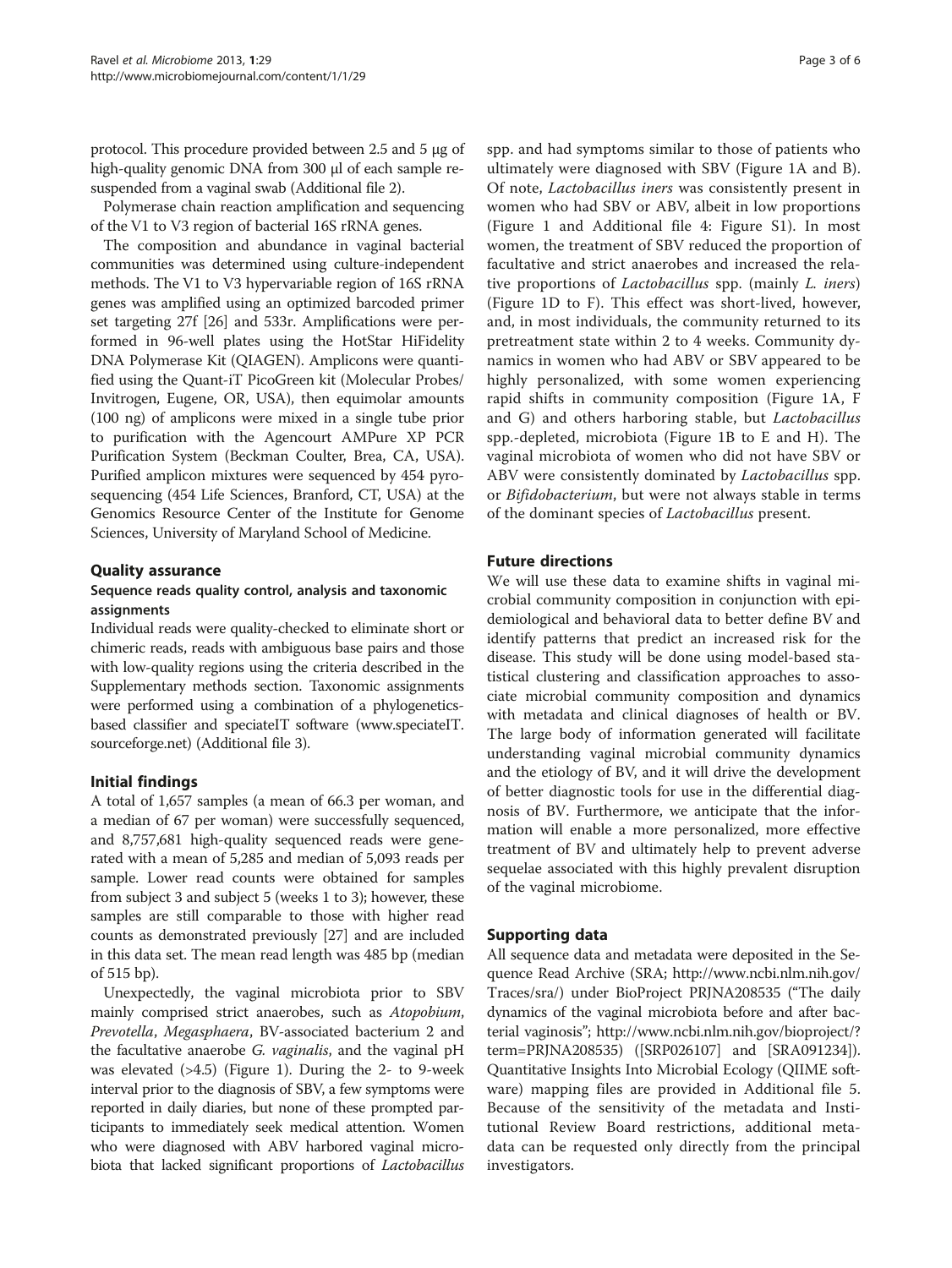protocol. This procedure provided between 2.5 and 5 μg of high-quality genomic DNA from 300 μl of each sample resuspended from a vaginal swab (Additional file 2).

Polymerase chain reaction amplification and sequencing of the V1 to V3 region of bacterial 16S rRNA genes.

The composition and abundance in vaginal bacterial communities was determined using culture-independent methods. The V1 to V3 hypervariable region of 16S rRNA genes was amplified using an optimized barcoded primer set targeting 27f [26] and 533r. Amplifications were performed in 96-well plates using the HotStar HiFidelity DNA Polymerase Kit (QIAGEN). Amplicons were quantified using the Quant-iT PicoGreen kit (Molecular Probes/Invitrogen, Eugene, OR, USA), then equimolar amounts (100 ng) of amplicons were mixed in a single tube prior to purification with the Agencourt AMPure XP PCR Purification System (Beckman Coulter, Brea, CA, USA). Purified amplicon mixtures were sequenced by 454 pyrosequencing (454 Life Sciences, Branford, CT, USA) at the Genomics Resource Center of the Institute for Genome Sciences, University of Maryland School of Medicine.

## Quality assurance

### Sequence reads quality control, analysis and taxonomic assignments

Individual reads were quality-checked to eliminate short or chimeric reads, reads with ambiguous base pairs and those with low-quality regions using the criteria described in the Supplementary methods section. Taxonomic assignments were performed using a combination of a phylogenetics-based classifier and speciateIT software (www.speciateIT.sourceforge.net) (Additional file 3).

## Initial findings

A total of 1,657 samples (a mean of 66.3 per woman, and a median of 67 per woman) were successfully sequenced, and 8,757,681 high-quality sequenced reads were generated with a mean of 5,285 and median of 5,093 reads per sample. Lower read counts were obtained for samples from subject 3 and subject 5 (weeks 1 to 3); however, these samples are still comparable to those with higher read counts as demonstrated previously [27] and are included in this data set. The mean read length was 485 bp (median of 515 bp).

Unexpectedly, the vaginal microbiota prior to SBV mainly comprised strict anaerobes, such as *Atopobium*, *Prevotella*, *Megasphaera*, BV-associated bacterium 2 and the facultative anaerobe *G. vaginalis*, and the vaginal pH was elevated (>4.5) (Figure 1). During the 2- to 9-week interval prior to the diagnosis of SBV, a few symptoms were reported in daily diaries, but none of these prompted participants to immediately seek medical attention. Women who were diagnosed with ABV harbored vaginal microbiota that lacked significant proportions of *Lactobacillus* spp. and had symptoms similar to those of patients who ultimately were diagnosed with SBV (Figure 1A and B). Of note, *Lactobacillus iners* was consistently present in women who had SBV or ABV, albeit in low proportions (Figure 1 and Additional file 4: Figure S1). In most women, the treatment of SBV reduced the proportion of facultative and strict anaerobes and increased the relative proportions of *Lactobacillus* spp. (mainly *L. iners*) (Figure 1D to F). This effect was short-lived, however, and, in most individuals, the community returned to its pretreatment state within 2 to 4 weeks. Community dynamics in women who had ABV or SBV appeared to be highly personalized, with some women experiencing rapid shifts in community composition (Figure 1A, F and G) and others harboring stable, but *Lactobacillus* spp.-depleted, microbiota (Figure 1B to E and H). The vaginal microbiota of women who did not have SBV or ABV were consistently dominated by *Lactobacillus* spp. or *Bifidobacterium*, but were not always stable in terms of the dominant species of *Lactobacillus* present.

## Future directions

We will use these data to examine shifts in vaginal microbial community composition in conjunction with epidemiological and behavioral data to better define BV and identify patterns that predict an increased risk for the disease. This study will be done using model-based statistical clustering and classification approaches to associate microbial community composition and dynamics with metadata and clinical diagnoses of health or BV. The large body of information generated will facilitate understanding vaginal microbial community dynamics and the etiology of BV, and it will drive the development of better diagnostic tools for use in the differential diagnosis of BV. Furthermore, we anticipate that the information will enable a more personalized, more effective treatment of BV and ultimately help to prevent adverse sequelae associated with this highly prevalent disruption of the vaginal microbiome.

## Supporting data

All sequence data and metadata were deposited in the Sequence Read Archive (SRA; http://www.ncbi.nlm.nih.gov/Traces/sra/) under BioProject PRJNA208535 ("The daily dynamics of the vaginal microbiota before and after bacterial vaginosis"; http://www.ncbi.nlm.nih.gov/bioproject/?term=PRJNA208535) ([SRP026107] and [SRA091234]). Quantitative Insights Into Microbial Ecology (QIIME software) mapping files are provided in Additional file 5. Because of the sensitivity of the metadata and Institutional Review Board restrictions, additional metadata can be requested only directly from the principal investigators.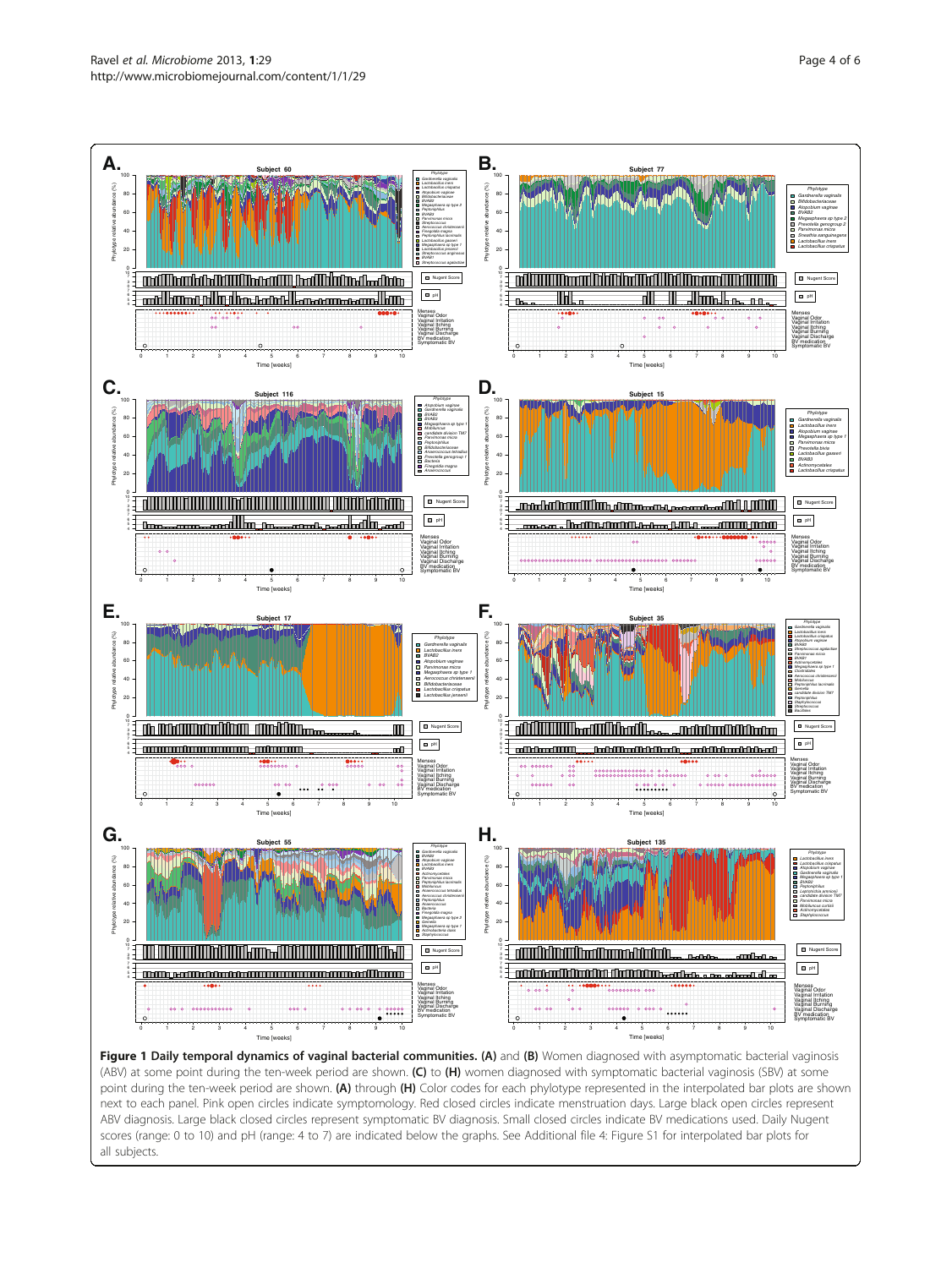**Figure 1 Daily temporal dynamics of vaginal bacterial communities.** **(A)** and **(B)** Women diagnosed with asymptomatic bacterial vaginosis (ABV) at some point during the ten-week period are shown. **(C)** to **(H)** women diagnosed with symptomatic bacterial vaginosis (SBV) at some point during the ten-week period are shown. **(A)** through **(H)** Color codes for each phylotype represented in the interpolated bar plots are shown next to each panel. Pink open circles indicate symptomology. Red closed circles indicate menstruation days. Large black open circles represent ABV diagnosis. Large black closed circles represent symptomatic BV diagnosis. Small closed circles indicate BV medications used. Daily Nugent scores (range: 0 to 10) and pH (range: 4 to 7) are indicated below the graphs. See Additional file 4: Figure S1 for interpolated bar plots for all subjects.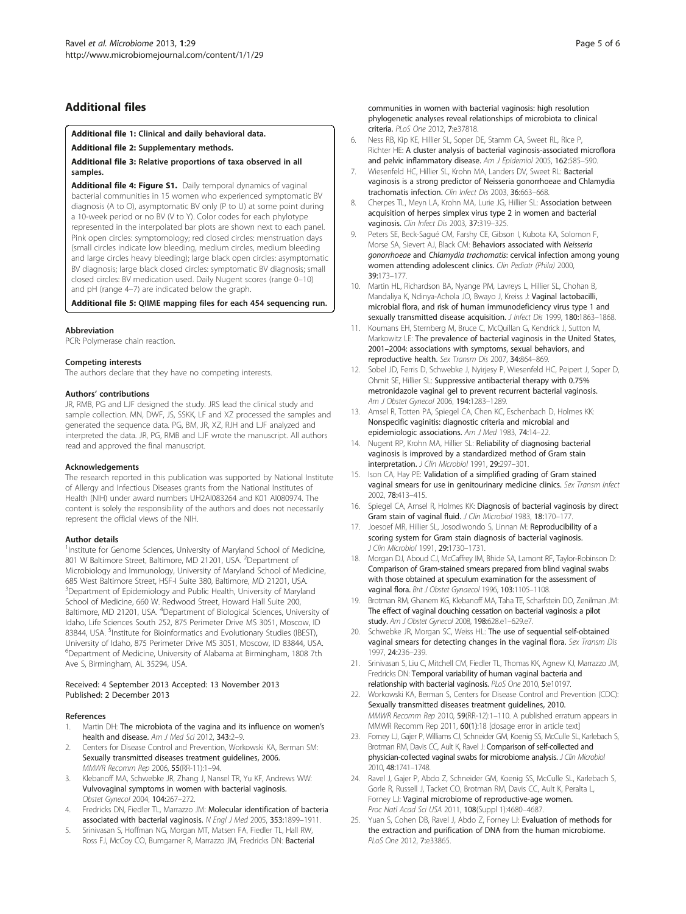## Additional files

**Additional file 1: Clinical and daily behavioral data.**

**Additional file 2: Supplementary methods.**

**Additional file 3: Relative proportions of taxa observed in all samples.**

**Additional file 4: Figure S1.** Daily temporal dynamics of vaginal bacterial communities in 15 women who experienced symptomatic BV diagnosis (A to O), asymptomatic BV only (P to U) at some point during a 10-week period or no BV (V to Y). Color codes for each phylotype represented in the interpolated bar plots are shown next to each panel. Pink open circles: symptomology; red closed circles: menstruation days (small circles indicate low bleeding, medium circles, medium bleeding and large circles heavy bleeding); large black open circles: asymptomatic BV diagnosis; large black closed circles: symptomatic BV diagnosis; small closed circles: BV medication used. Daily Nugent scores (range 0–10) and pH (range 4–7) are indicated below the graph.

**Additional file 5: QIIME mapping files for each 454 sequencing run.**

### Abbreviation

PCR: Polymerase chain reaction.

### Competing interests

The authors declare that they have no competing interests.

### Authors' contributions

JR, RMB, PG and LJF designed the study. JRS lead the clinical study and sample collection. MN, DWF, JS, SSKK, LF and XZ processed the samples and generated the sequence data. PG, BM, JR, XZ, RJH and LJF analyzed and interpreted the data. JR, PG, RMB and LJF wrote the manuscript. All authors read and approved the final manuscript.

### Acknowledgements

The research reported in this publication was supported by National Institute of Allergy and Infectious Diseases grants from the National Institutes of Health (NIH) under award numbers UH2AI083264 and K01 AI080974. The content is solely the responsibility of the authors and does not necessarily represent the official views of the NIH.

### Author details

[1]Institute for Genome Sciences, University of Maryland School of Medicine, 801 W Baltimore Street, Baltimore, MD 21201, USA. [2]Department of Microbiology and Immunology, University of Maryland School of Medicine, 685 West Baltimore Street, HSF-I Suite 380, Baltimore, MD 21201, USA. [3]Department of Epidemiology and Public Health, University of Maryland School of Medicine, 660 W. Redwood Street, Howard Hall Suite 200, Baltimore, MD 21201, USA. [4]Department of Biological Sciences, University of Idaho, Life Sciences South 252, 875 Perimeter Drive MS 3051, Moscow, ID 83844, USA. [5]Institute for Bioinformatics and Evolutionary Studies (IBEST), University of Idaho, 875 Perimeter Drive MS 3051, Moscow, ID 83844, USA. [6]Department of Medicine, University of Alabama at Birmingham, 1808 7th Ave S, Birmingham, AL 35294, USA.

Received: 4 September 2013 Accepted: 13 November 2013
Published: 2 December 2013

### References

1. Martin DH: **The microbiota of the vagina and its influence on women's health and disease.** *Am J Med Sci* 2012, **343:**2–9.
2. Centers for Disease Control and Prevention, Workowski KA, Berman SM: **Sexually transmitted diseases treatment guidelines, 2006.** *MMWR Recomm Rep* 2006, **55**(RR-11):1–94.
3. Klebanoff MA, Schwebke JR, Zhang J, Nansel TR, Yu KF, Andrews WW: **Vulvovaginal symptoms in women with bacterial vaginosis.** *Obstet Gynecol* 2004, **104:**267–272.
4. Fredricks DN, Fiedler TL, Marrazzo JM: **Molecular identification of bacteria associated with bacterial vaginosis.** *N Engl J Med* 2005, **353:**1899–1911.
5. Srinivasan S, Hoffman NG, Morgan MT, Matsen FA, Fiedler TL, Hall RW, Ross FJ, McCoy CO, Bumgarner R, Marrazzo JM, Fredricks DN: **Bacterial communities in women with bacterial vaginosis: high resolution phylogenetic analyses reveal relationships of microbiota to clinical criteria.** *PLoS One* 2012, **7:**e37818.
6. Ness RB, Kip KE, Hillier SL, Soper DE, Stamm CA, Sweet RL, Rice P, Richter HE: **A cluster analysis of bacterial vaginosis-associated microflora and pelvic inflammatory disease.** *Am J Epidemiol* 2005, **162:**585–590.
7. Wiesenfeld HC, Hillier SL, Krohn MA, Landers DV, Sweet RL: **Bacterial vaginosis is a strong predictor of Neisseria gonorrhoeae and Chlamydia trachomatis infection.** *Clin Infect Dis* 2003, **36:**663–668.
8. Cherpes TL, Meyn LA, Krohn MA, Lurie JG, Hillier SL: **Association between acquisition of herpes simplex virus type 2 in women and bacterial vaginosis.** *Clin Infect Dis* 2003, **37:**319–325.
9. Peters SE, Beck-Sagué CM, Farshy CE, Gibson I, Kubota KA, Solomon F, Morse SA, Sievert AJ, Black CM: **Behaviors associated with *Neisseria gonorrhoeae* and *Chlamydia trachomatis*: cervical infection among young women attending adolescent clinics.** *Clin Pediatr (Phila)* 2000, **39:**173–177.
10. Martin HL, Richardson BA, Nyange PM, Lavreys L, Hillier SL, Chohan B, Mandaliya K, Ndinya-Achola JO, Bwayo J, Kreiss J: **Vaginal lactobacilli, microbial flora, and risk of human immunodeficiency virus type 1 and sexually transmitted disease acquisition.** *J Infect Dis* 1999, **180:**1863–1868.
11. Koumans EH, Sternberg M, Bruce C, McQuillan G, Kendrick J, Sutton M, Markowitz LE: **The prevalence of bacterial vaginosis in the United States, 2001–2004: associations with symptoms, sexual behaviors, and reproductive health.** *Sex Transm Dis* 2007, **34:**864–869.
12. Sobel JD, Ferris D, Schwebke J, Nyirjesy P, Wiesenfeld HC, Peipert J, Soper D, Ohmit SE, Hillier SL: **Suppressive antibacterial therapy with 0.75% metronidazole vaginal gel to prevent recurrent bacterial vaginosis.** *Am J Obstet Gynecol* 2006, **194:**1283–1289.
13. Amsel R, Totten PA, Spiegel CA, Chen KC, Eschenbach D, Holmes KK: **Nonspecific vaginitis: diagnostic criteria and microbial and epidemiologic associations.** *Am J Med* 1983, **74:**14–22.
14. Nugent RP, Krohn MA, Hillier SL: **Reliability of diagnosing bacterial vaginosis is improved by a standardized method of Gram stain interpretation.** *J Clin Microbiol* 1991, **29:**297–301.
15. Ison CA, Hay PE: **Validation of a simplified grading of Gram stained vaginal smears for use in genitourinary medicine clinics.** *Sex Transm Infect* 2002, **78:**413–415.
16. Spiegel CA, Amsel R, Holmes KK: **Diagnosis of bacterial vaginosis by direct Gram stain of vaginal fluid.** *J Clin Microbiol* 1983, **18:**170–177.
17. Joesoef MR, Hillier SL, Josodiwondo S, Linnan M: **Reproducibility of a scoring system for Gram stain diagnosis of bacterial vaginosis.** *J Clin Microbiol* 1991, **29:**1730–1731.
18. Morgan DJ, Aboud CJ, McCaffrey IM, Bhide SA, Lamont RF, Taylor-Robinson D: **Comparison of Gram-stained smears prepared from blind vaginal swabs with those obtained at speculum examination for the assessment of vaginal flora.** *Brit J Obstet Gynaecol* 1996, **103:**1105–1108.
19. Brotman RM, Ghanem KG, Klebanoff MA, Taha TE, Scharfstein DO, Zenilman JM: **The effect of vaginal douching cessation on bacterial vaginosis: a pilot study.** *Am J Obstet Gynecol* 2008, **198:**628.e1–629.e7.
20. Schwebke JR, Morgan SC, Weiss HL: **The use of sequential self-obtained vaginal smears for detecting changes in the vaginal flora.** *Sex Transm Dis* 1997, **24:**236–239.
21. Srinivasan S, Liu C, Mitchell CM, Fiedler TL, Thomas KK, Agnew KJ, Marrazzo JM, Fredricks DN: **Temporal variability of human vaginal bacteria and relationship with bacterial vaginosis.** *PLoS One* 2010, **5:**e10197.
22. Workowski KA, Berman S, Centers for Disease Control and Prevention (CDC): **Sexually transmitted diseases treatment guidelines, 2010.** *MMWR Recomm Rep* 2010, **59**(RR-12):1–110. A published erratum appears in MMWR Recomm Rep 2011, **60(1)**:18 [dosage error in article text]
23. Forney LJ, Gajer P, Williams CJ, Schneider GM, Koenig SS, McCulle SL, Karlebach S, Brotman RM, Davis CC, Ault K, Ravel J: **Comparison of self-collected and physician-collected vaginal swabs for microbiome analysis.** *J Clin Microbiol* 2010, **48:**1741–1748.
24. Ravel J, Gajer P, Abdo Z, Schneider GM, Koenig SS, McCulle SL, Karlebach S, Gorle R, Russell J, Tacket CO, Brotman RM, Davis CC, Ault K, Peralta L, Forney LJ: **Vaginal microbiome of reproductive-age women.** *Proc Natl Acad Sci USA* 2011, **108**(Suppl 1):4680–4687.
25. Yuan S, Cohen DB, Ravel J, Abdo Z, Forney LJ: **Evaluation of methods for the extraction and purification of DNA from the human microbiome.** *PLoS One* 2012, **7:**e33865.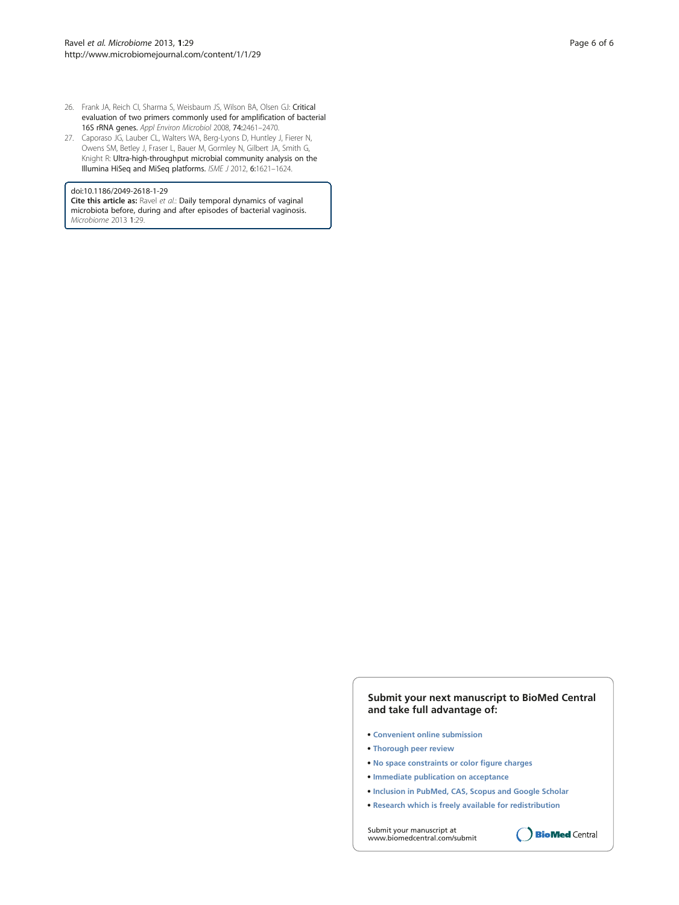26. Frank JA, Reich CI, Sharma S, Weisbaum JS, Wilson BA, Olsen GJ: **Critical evaluation of two primers commonly used for amplification of bacterial 16S rRNA genes.** *Appl Environ Microbiol* 2008, **74:**2461–2470.
27. Caporaso JG, Lauber CL, Walters WA, Berg-Lyons D, Huntley J, Fierer N, Owens SM, Betley J, Fraser L, Bauer M, Gormley N, Gilbert JA, Smith G, Knight R: **Ultra-high-throughput microbial community analysis on the Illumina HiSeq and MiSeq platforms.** *ISME J* 2012, **6:**1621–1624.

doi:10.1186/2049-2618-1-29
**Cite this article as:** Ravel *et al.*: Daily temporal dynamics of vaginal microbiota before, during and after episodes of bacterial vaginosis. *Microbiome* 2013 **1**:29.

**Submit your next manuscript to BioMed Central and take full advantage of:**

- **Convenient online submission**
- **Thorough peer review**
- **No space constraints or color figure charges**
- **Immediate publication on acceptance**
- **Inclusion in PubMed, CAS, Scopus and Google Scholar**
- **Research which is freely available for redistribution**

Submit your manuscript at
www.biomedcentral.com/submit

BioMed Central